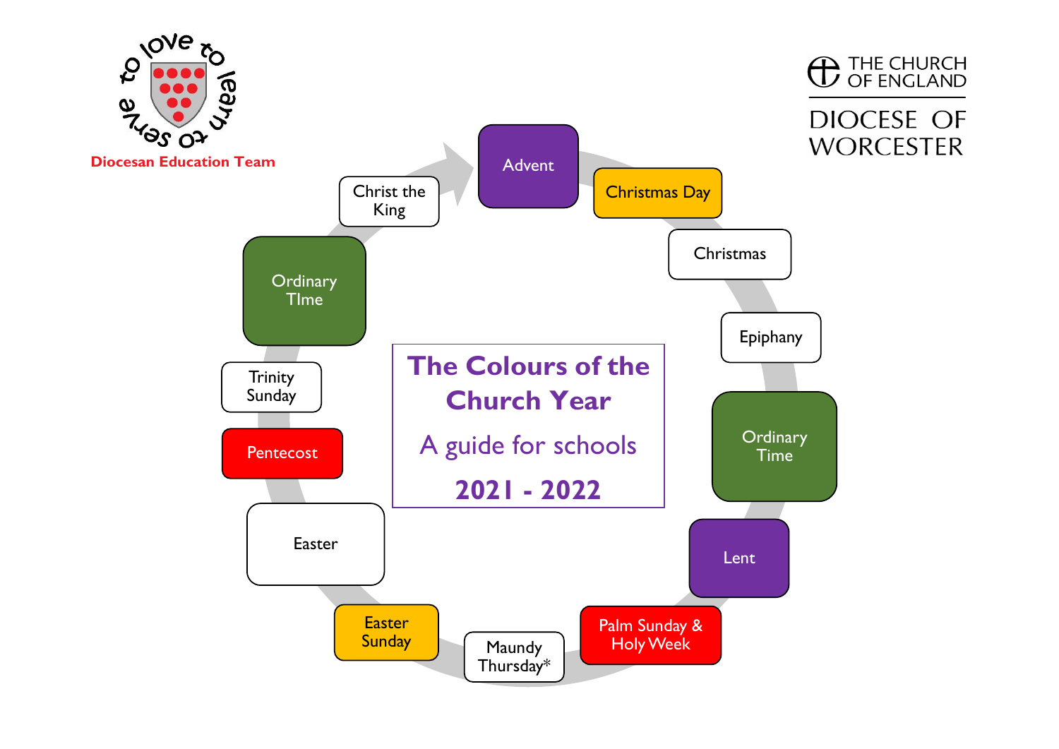# The Colours of the Church Year

## A guide for schools

## 2021 - 2022

Diocesan Education Team

THE CHURCH OF ENGLAND

DIOCESE OF WORCESTER

- Advent
- Christmas Day
- Christmas
- Epiphany
- Ordinary Time
- Lent
- Palm Sunday & Holy Week
- Maundy Thursday*
- Easter Sunday
- Easter
- Pentecost
- Trinity Sunday
- Ordinary TIme
- Christ the King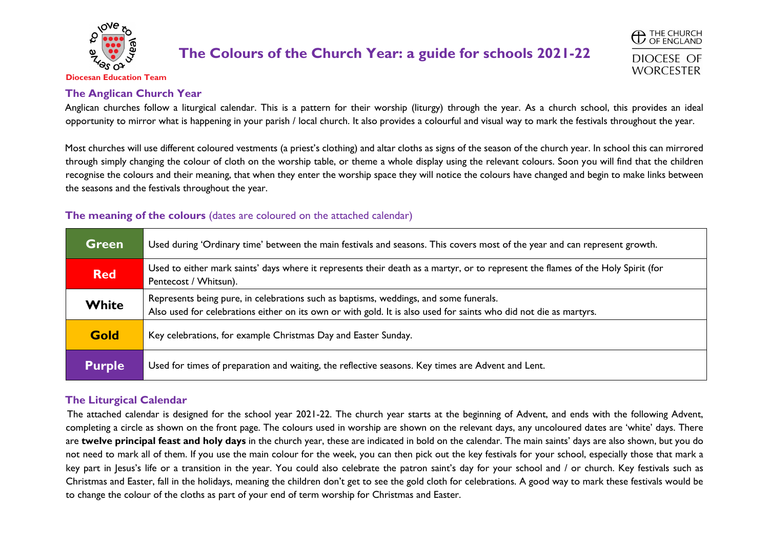Diocesan Education Team

# The Colours of the Church Year: a guide for schools 2021-22

THE CHURCH OF ENGLAND
DIOCESE OF WORCESTER

## The Anglican Church Year

Anglican churches follow a liturgical calendar. This is a pattern for their worship (liturgy) through the year. As a church school, this provides an ideal opportunity to mirror what is happening in your parish / local church. It also provides a colourful and visual way to mark the festivals throughout the year.

Most churches will use different coloured vestments (a priest's clothing) and altar cloths as signs of the season of the church year. In school this can mirrored through simply changing the colour of cloth on the worship table, or theme a whole display using the relevant colours. Soon you will find that the children recognise the colours and their meaning, that when they enter the worship space they will notice the colours have changed and begin to make links between the seasons and the festivals throughout the year.

## The meaning of the colours (dates are coloured on the attached calendar)

| Colour | Meaning |
|---|---|
| **Green** | Used during 'Ordinary time' between the main festivals and seasons. This covers most of the year and can represent growth. |
| **Red** | Used to either mark saints' days where it represents their death as a martyr, or to represent the flames of the Holy Spirit (for Pentecost / Whitsun). |
| **White** | Represents being pure, in celebrations such as baptisms, weddings, and some funerals. Also used for celebrations either on its own or with gold. It is also used for saints who did not die as martyrs. |
| **Gold** | Key celebrations, for example Christmas Day and Easter Sunday. |
| **Purple** | Used for times of preparation and waiting, the reflective seasons. Key times are Advent and Lent. |

## The Liturgical Calendar

The attached calendar is designed for the school year 2021-22. The church year starts at the beginning of Advent, and ends with the following Advent, completing a circle as shown on the front page. The colours used in worship are shown on the relevant days, any uncoloured dates are 'white' days. There are **twelve principal feast and holy days** in the church year, these are indicated in bold on the calendar. The main saints' days are also shown, but you do not need to mark all of them. If you use the main colour for the week, you can then pick out the key festivals for your school, especially those that mark a key part in Jesus's life or a transition in the year. You could also celebrate the patron saint's day for your school and / or church. Key festivals such as Christmas and Easter, fall in the holidays, meaning the children don't get to see the gold cloth for celebrations. A good way to mark these festivals would be to change the colour of the cloths as part of your end of term worship for Christmas and Easter.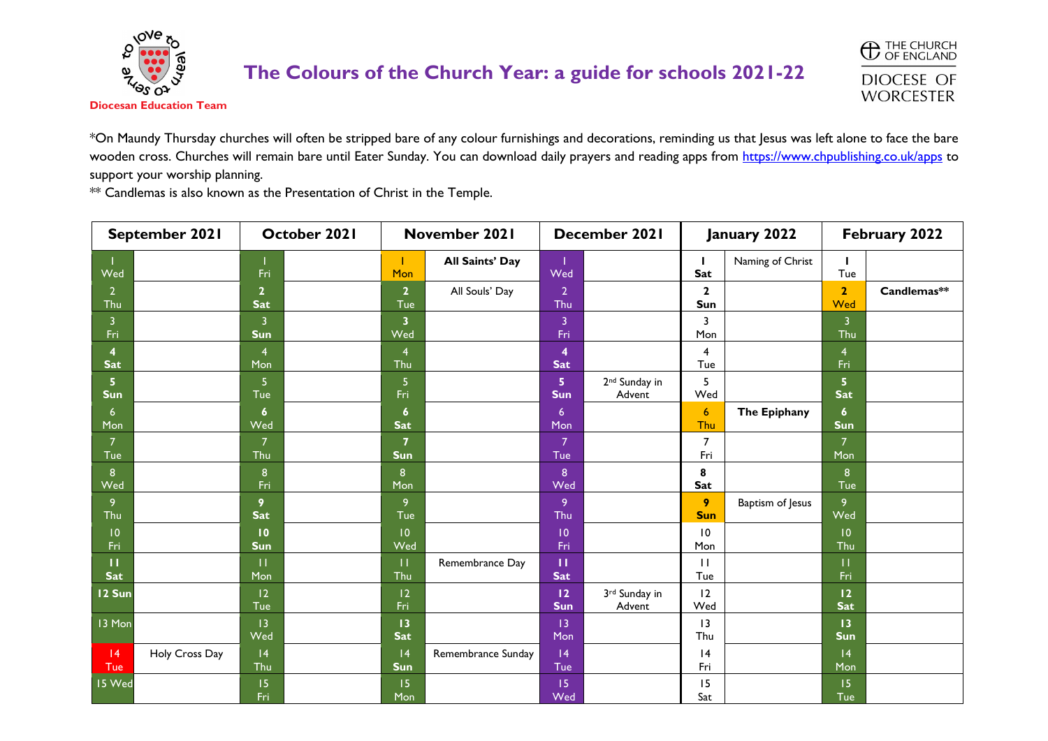# The Colours of the Church Year: a guide for schools 2021-22

Diocesan Education Team

THE CHURCH OF ENGLAND
DIOCESE OF WORCESTER

*On Maundy Thursday churches will often be stripped bare of any colour furnishings and decorations, reminding us that Jesus was left alone to face the bare wooden cross. Churches will remain bare until Eater Sunday. You can download daily prayers and reading apps from https://www.chpublishing.co.uk/apps to support your worship planning.

** Candlemas is also known as the Presentation of Christ in the Temple.

| September 2021 | | October 2021 | | November 2021 | | December 2021 | | January 2022 | | February 2022 | |
|---|---|---|---|---|---|---|---|---|---|---|---|
| 1 Wed | | 1 Fri | | 1 Mon | **All Saints' Day** | 1 Wed | | **1 Sat** | Naming of Christ | **1** Tue | |
| 2 Thu | | **2 Sat** | | **2** Tue | All Souls' Day | 2 Thu | | **2 Sun** | | **2** Wed | **Candlemas**** |
| 3 Fri | | 3 **Sun** | | **3** Wed | | 3 Fri | | 3 Mon | | 3 Thu | |
| **4 Sat** | | 4 Mon | | 4 Thu | | **4 Sat** | | 4 Tue | | 4 Fri | |
| **5 Sun** | | 5 Tue | | 5 Fri | | **5 Sun** | 2nd Sunday in Advent | 5 Wed | | **5 Sat** | |
| 6 Mon | | **6** Wed | | **6 Sat** | | 6 Mon | | 6 Thu | **The Epiphany** | **6 Sun** | |
| 7 Tue | | 7 Thu | | **7 Sun** | | 7 Tue | | 7 Fri | | 7 Mon | |
| 8 Wed | | 8 Fri | | 8 Mon | | 8 Wed | | **8 Sat** | | 8 Tue | |
| 9 Thu | | **9 Sat** | | 9 Tue | | 9 Thu | | **9 Sun** | Baptism of Jesus | 9 Wed | |
| 10 Fri | | **10 Sun** | | 10 Wed | | 10 Fri | | 10 Mon | | 10 Thu | |
| **11 Sat** | | 11 Mon | | 11 Thu | Remembrance Day | **11 Sat** | | 11 Tue | | 11 Fri | |
| **12 Sun** | | 12 Tue | | 12 Fri | | **12 Sun** | 3rd Sunday in Advent | 12 Wed | | **12 Sat** | |
| 13 Mon | | 13 Wed | | **13 Sat** | | 13 Mon | | 13 Thu | | **13 Sun** | |
| 14 Tue | Holy Cross Day | 14 Thu | | 14 **Sun** | Remembrance Sunday | 14 Tue | | 14 Fri | | 14 Mon | |
| 15 Wed | | 15 Fri | | 15 Mon | | 15 Wed | | 15 Sat | | 15 Tue | |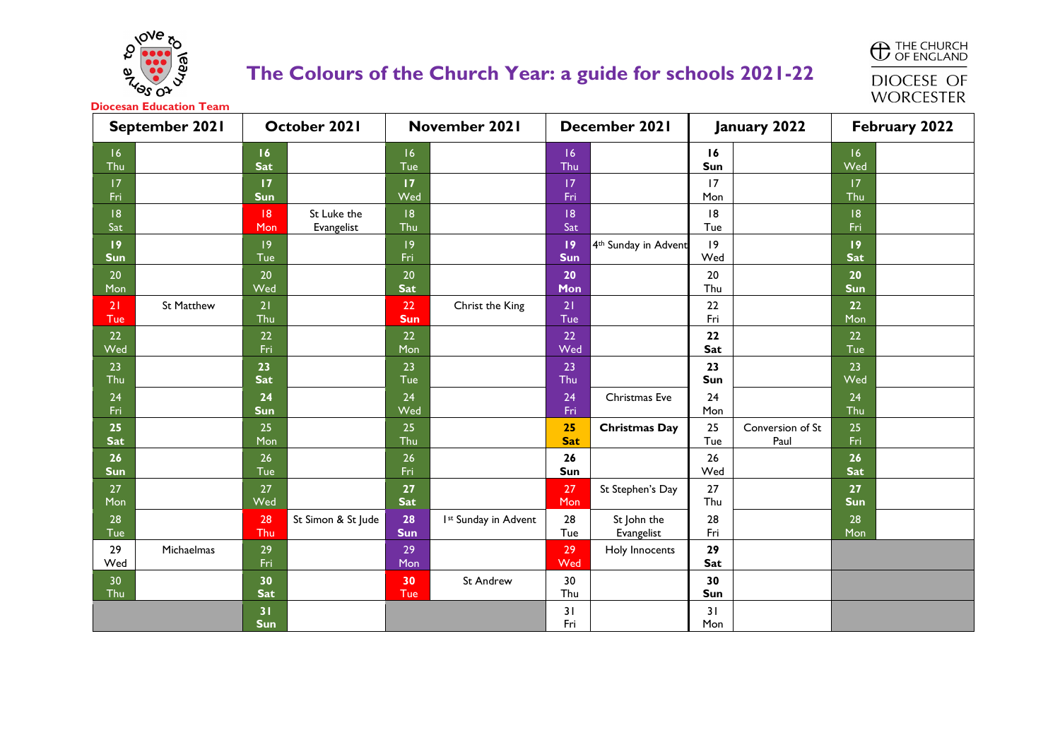Diocesan Education Team

# The Colours of the Church Year: a guide for schools 2021-22

THE CHURCH OF ENGLAND
DIOCESE OF WORCESTER

| September 2021 | | October 2021 | | November 2021 | | December 2021 | | January 2022 | | February 2022 | |
|---|---|---|---|---|---|---|---|---|---|---|---|
| 16 Thu | | **16 Sat** | | 16 Tue | | 16 Thu | | **16 Sun** | | 16 Wed | |
| 17 Fri | | **17 Sun** | | **17 Wed** | | 17 Fri | | 17 Mon | | 17 Thu | |
| 18 Sat | | 18 Mon | St Luke the Evangelist | 18 Thu | | 18 Sat | | 18 Tue | | 18 Fri | |
| **19 Sun** | | 19 Tue | | 19 Fri | | **19 Sun** | 4th Sunday in Advent | 19 Wed | | **19 Sat** | |
| 20 Mon | | 20 Wed | | **20 Sat** | | **20 Mon** | | 20 Thu | | **20 Sun** | |
| 21 Tue | St Matthew | 21 Thu | | **22 Sun** | Christ the King | 21 Tue | | 22 Fri | | **22 Mon** | |
| 22 Wed | | 22 Fri | | 22 Mon | | 22 Wed | | **22 Sat** | | 22 Tue | |
| 23 Thu | | **23 Sat** | | 23 Tue | | 23 Thu | | **23 Sun** | | 23 Wed | |
| 24 Fri | | **24 Sun** | | 24 Wed | | 24 Fri | Christmas Eve | 24 Mon | | 24 Thu | |
| **25 Sat** | | 25 Mon | | 25 Thu | | **25 Sat** | **Christmas Day** | 25 Tue | Conversion of St Paul | 25 Fri | |
| **26 Sun** | | 26 Tue | | 26 Fri | | **26 Sun** | | 26 Wed | | **26 Sat** | |
| 27 Mon | | 27 Wed | | **27 Sat** | | 27 Mon | St Stephen's Day | 27 Thu | | **27 Sun** | |
| 28 Tue | | 28 Thu | St Simon & St Jude | **28 Sun** | 1st Sunday in Advent | 28 Tue | St John the Evangelist | 28 Fri | | 28 Mon | |
| 29 Wed | Michaelmas | 29 Fri | | 29 Mon | | 29 Wed | Holy Innocents | **29 Sat** | | | |
| 30 Thu | | **30 Sat** | | **30 Tue** | St Andrew | 30 Thu | | **30 Sun** | | | |
| | | **31 Sun** | | | | 31 Fri | | 31 Mon | | | |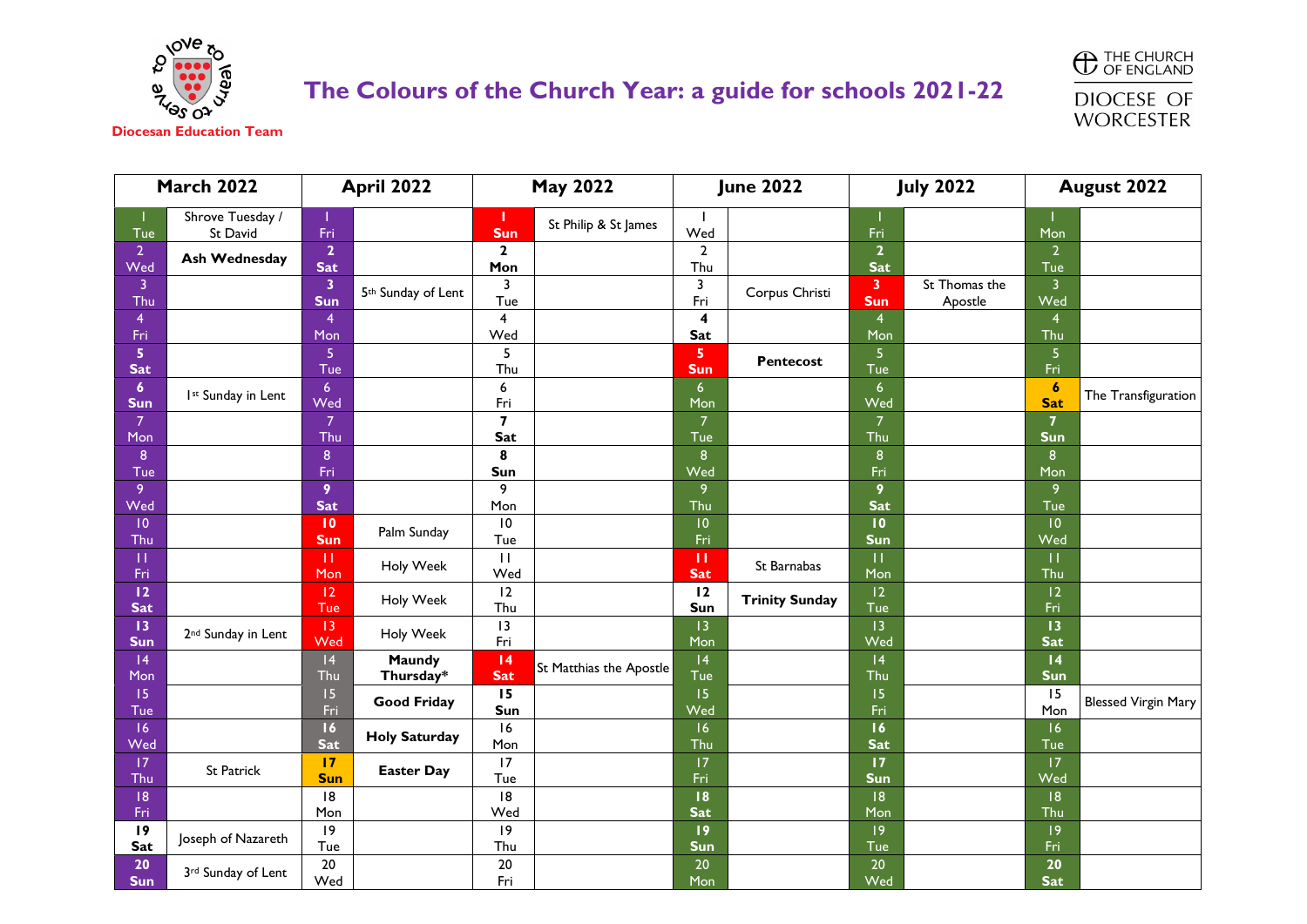Diocesan Education Team

# The Colours of the Church Year: a guide for schools 2021-22

THE CHURCH OF ENGLAND
DIOCESE OF WORCESTER

| March 2022 | | April 2022 | | May 2022 | | June 2022 | | July 2022 | | August 2022 | |
|---|---|---|---|---|---|---|---|---|---|---|---|
| 1 Tue | Shrove Tuesday / St David | 1 Fri | | **1 Sun** | St Philip & St James | 1 Wed | | 1 Fri | | 1 Mon | |
| 2 Wed | **Ash Wednesday** | **2 Sat** | | **2 Mon** | | 2 Thu | | **2 Sat** | | 2 Tue | |
| 3 Thu | | **3 Sun** | 5th Sunday of Lent | 3 Tue | | 3 Fri | Corpus Christi | **3 Sun** | St Thomas the Apostle | 3 Wed | |
| 4 Fri | | 4 Mon | | 4 Wed | | **4 Sat** | | 4 Mon | | 4 Thu | |
| **5 Sat** | | 5 Tue | | 5 Thu | | **5 Sun** | **Pentecost** | 5 Tue | | 5 Fri | |
| **6 Sun** | 1st Sunday in Lent | 6 Wed | | 6 Fri | | 6 Mon | | 6 Wed | | **6 Sat** | The Transfiguration |
| 7 Mon | | 7 Thu | | **7 Sat** | | 7 Tue | | 7 Thu | | **7 Sun** | |
| 8 Tue | | 8 Fri | | **8 Sun** | | 8 Wed | | 8 Fri | | 8 Mon | |
| 9 Wed | | **9 Sat** | | 9 Mon | | 9 Thu | | **9 Sat** | | 9 Tue | |
| 10 Thu | | **10 Sun** | Palm Sunday | 10 Tue | | 10 Fri | | **10 Sun** | | 10 Wed | |
| 11 Fri | | 11 Mon | Holy Week | 11 Wed | | **11 Sat** | St Barnabas | 11 Mon | | 11 Thu | |
| **12 Sat** | | 12 Tue | Holy Week | 12 Thu | | **12 Sun** | **Trinity Sunday** | 12 Tue | | 12 Fri | |
| **13 Sun** | 2nd Sunday in Lent | 13 Wed | Holy Week | 13 Fri | | 13 Mon | | 13 Wed | | **13 Sat** | |
| 14 Mon | | 14 Thu | **Maundy Thursday*** | **14 Sat** | St Matthias the Apostle | 14 Tue | | 14 Thu | | **14 Sun** | |
| 15 Tue | | 15 Fri | **Good Friday** | **15 Sun** | | 15 Wed | | 15 Fri | | 15 Mon | Blessed Virgin Mary |
| 16 Wed | | **16 Sat** | **Holy Saturday** | 16 Mon | | 16 Thu | | **16 Sat** | | 16 Tue | |
| 17 Thu | St Patrick | **17 Sun** | **Easter Day** | 17 Tue | | 17 Fri | | **17 Sun** | | 17 Wed | |
| 18 Fri | | 18 Mon | | 18 Wed | | **18 Sat** | | 18 Mon | | 18 Thu | |
| **19 Sat** | Joseph of Nazareth | 19 Tue | | 19 Thu | | **19 Sun** | | 19 Tue | | 19 Fri | |
| **20 Sun** | 3rd Sunday of Lent | 20 Wed | | 20 Fri | | 20 Mon | | 20 Wed | | **20 Sat** | |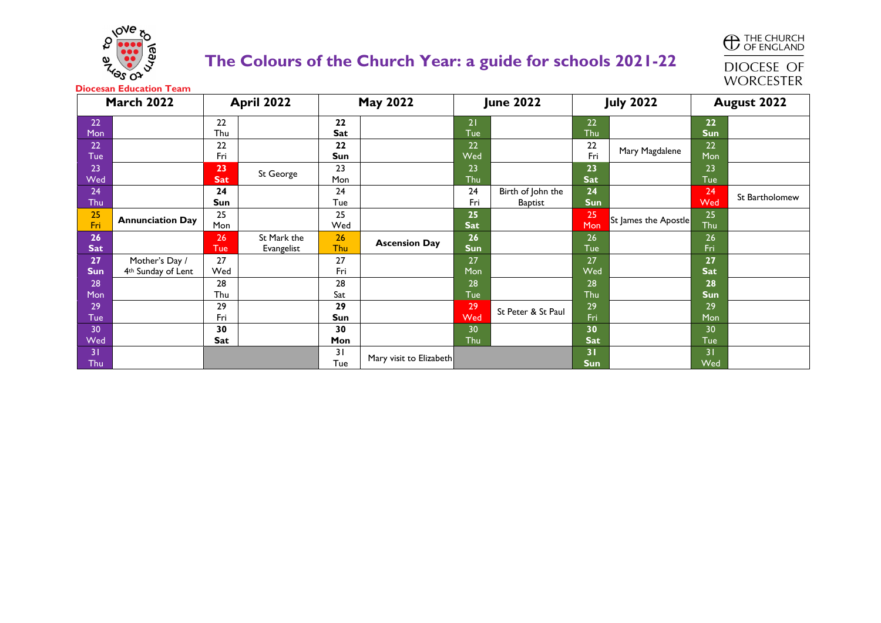Diocesan Education Team

# The Colours of the Church Year: a guide for schools 2021-22

THE CHURCH OF ENGLAND

DIOCESE OF WORCESTER

| March 2022 | | April 2022 | | May 2022 | | June 2022 | | July 2022 | | August 2022 | |
|---|---|---|---|---|---|---|---|---|---|---|---|
| 22 Mon | | 22 Thu | | **22 Sat** | | 21 Tue | | 22 Thu | | **22 Sun** | |
| 22 Tue | | 22 Fri | | **22 Sun** | | 22 Wed | | 22 Fri | Mary Magdalene | 22 Mon | |
| 23 Wed | | **23 Sat** | St George | 23 Mon | | 23 Thu | | **23 Sat** | | 23 Tue | |
| 24 Thu | | **24 Sun** | | 24 Tue | | 24 Fri | Birth of John the Baptist | **24 Sun** | | 24 Wed | St Bartholomew |
| 25 Fri | **Annunciation Day** | 25 Mon | | 25 Wed | | **25 Sat** | | 25 Mon | St James the Apostle | 25 Thu | |
| **26 Sat** | | 26 Tue | St Mark the Evangelist | 26 Thu | **Ascension Day** | **26 Sun** | | 26 Tue | | 26 Fri | |
| **27 Sun** | Mother's Day / 4th Sunday of Lent | 27 Wed | | 27 Fri | | 27 Mon | | 27 Wed | | **27 Sat** | |
| 28 Mon | | 28 Thu | | 28 Sat | | 28 Tue | | 28 Thu | | **28 Sun** | |
| 29 Tue | | 29 Fri | | **29 Sun** | | 29 Wed | St Peter & St Paul | 29 Fri | | 29 Mon | |
| 30 Wed | | **30 Sat** | | **30 Mon** | | 30 Thu | | **30 Sat** | | 30 Tue | |
| 31 Thu | | | | 31 Tue | Mary visit to Elizabeth | | | **31 Sun** | | 31 Wed | |